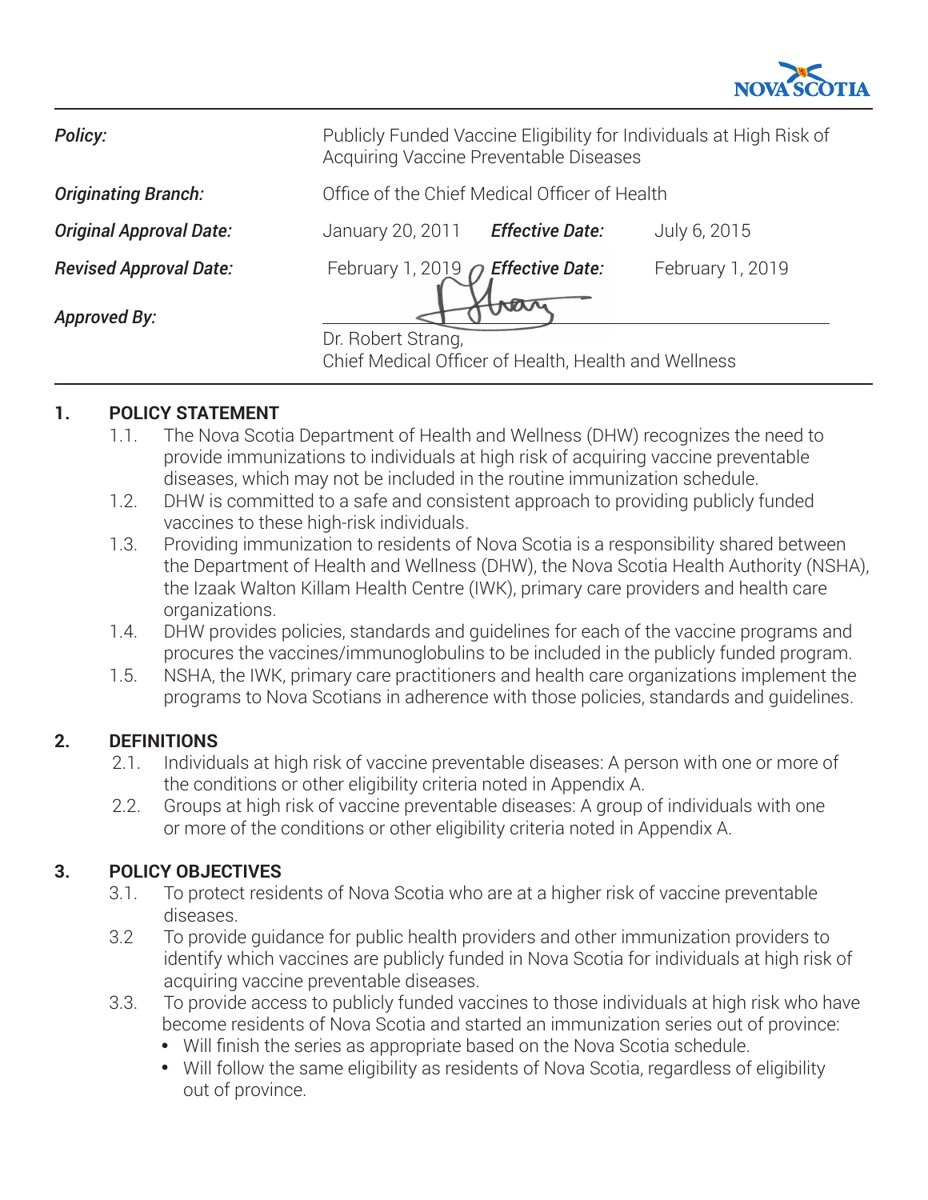| | | | |
|---|---|---|---|
| ***Policy:*** | Publicly Funded Vaccine Eligibility for Individuals at High Risk of Acquiring Vaccine Preventable Diseases | | |
| ***Originating Branch:*** | Office of the Chief Medical Officer of Health | | |
| ***Original Approval Date:*** | January 20, 2011 | ***Effective Date:*** | July 6, 2015 |
| ***Revised Approval Date:*** | February 1, 2019 | ***Effective Date:*** | February 1, 2019 |
| ***Approved By:*** | Dr. Robert Strang, Chief Medical Officer of Health, Health and Wellness | | |

## 1. POLICY STATEMENT

1.1. The Nova Scotia Department of Health and Wellness (DHW) recognizes the need to provide immunizations to individuals at high risk of acquiring vaccine preventable diseases, which may not be included in the routine immunization schedule.

1.2. DHW is committed to a safe and consistent approach to providing publicly funded vaccines to these high-risk individuals.

1.3. Providing immunization to residents of Nova Scotia is a responsibility shared between the Department of Health and Wellness (DHW), the Nova Scotia Health Authority (NSHA), the Izaak Walton Killam Health Centre (IWK), primary care providers and health care organizations.

1.4. DHW provides policies, standards and guidelines for each of the vaccine programs and procures the vaccines/immunoglobulins to be included in the publicly funded program.

1.5. NSHA, the IWK, primary care practitioners and health care organizations implement the programs to Nova Scotians in adherence with those policies, standards and guidelines.

## 2. DEFINITIONS

2.1. Individuals at high risk of vaccine preventable diseases: A person with one or more of the conditions or other eligibility criteria noted in Appendix A.

2.2. Groups at high risk of vaccine preventable diseases: A group of individuals with one or more of the conditions or other eligibility criteria noted in Appendix A.

## 3. POLICY OBJECTIVES

3.1. To protect residents of Nova Scotia who are at a higher risk of vaccine preventable diseases.

3.2 To provide guidance for public health providers and other immunization providers to identify which vaccines are publicly funded in Nova Scotia for individuals at high risk of acquiring vaccine preventable diseases.

3.3. To provide access to publicly funded vaccines to those individuals at high risk who have become residents of Nova Scotia and started an immunization series out of province:

- Will finish the series as appropriate based on the Nova Scotia schedule.
- Will follow the same eligibility as residents of Nova Scotia, regardless of eligibility out of province.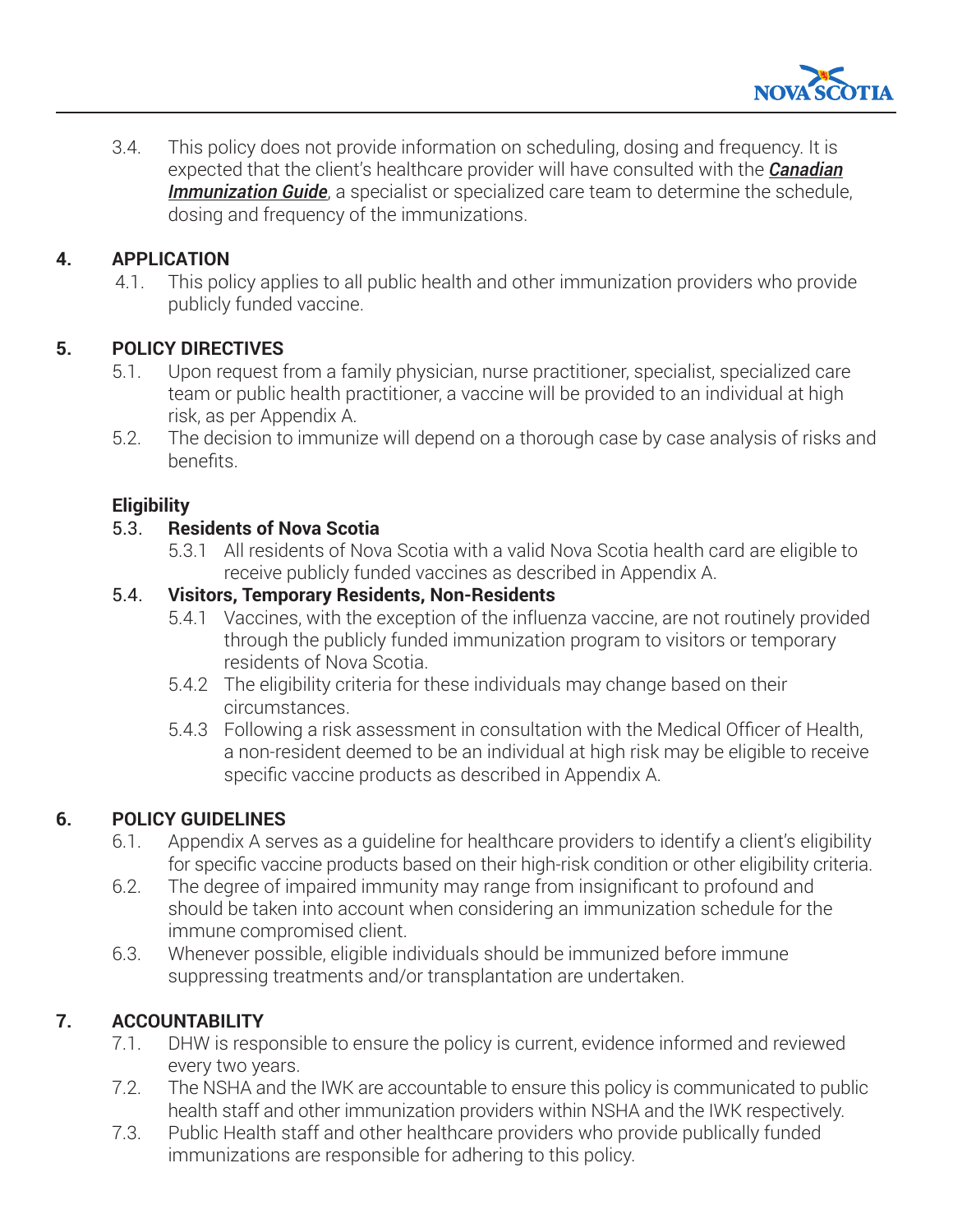3.4. This policy does not provide information on scheduling, dosing and frequency. It is expected that the client's healthcare provider will have consulted with the ***Canadian Immunization Guide***, a specialist or specialized care team to determine the schedule, dosing and frequency of the immunizations.

## 4. APPLICATION

4.1. This policy applies to all public health and other immunization providers who provide publicly funded vaccine.

## 5. POLICY DIRECTIVES

5.1. Upon request from a family physician, nurse practitioner, specialist, specialized care team or public health practitioner, a vaccine will be provided to an individual at high risk, as per Appendix A.

5.2. The decision to immunize will depend on a thorough case by case analysis of risks and benefits.

### Eligibility

5.3. **Residents of Nova Scotia**

5.3.1 All residents of Nova Scotia with a valid Nova Scotia health card are eligible to receive publicly funded vaccines as described in Appendix A.

5.4. **Visitors, Temporary Residents, Non-Residents**

5.4.1 Vaccines, with the exception of the influenza vaccine, are not routinely provided through the publicly funded immunization program to visitors or temporary residents of Nova Scotia.

5.4.2 The eligibility criteria for these individuals may change based on their circumstances.

5.4.3 Following a risk assessment in consultation with the Medical Officer of Health, a non-resident deemed to be an individual at high risk may be eligible to receive specific vaccine products as described in Appendix A.

## 6. POLICY GUIDELINES

6.1. Appendix A serves as a guideline for healthcare providers to identify a client's eligibility for specific vaccine products based on their high-risk condition or other eligibility criteria.

6.2. The degree of impaired immunity may range from insignificant to profound and should be taken into account when considering an immunization schedule for the immune compromised client.

6.3. Whenever possible, eligible individuals should be immunized before immune suppressing treatments and/or transplantation are undertaken.

## 7. ACCOUNTABILITY

7.1. DHW is responsible to ensure the policy is current, evidence informed and reviewed every two years.

7.2. The NSHA and the IWK are accountable to ensure this policy is communicated to public health staff and other immunization providers within NSHA and the IWK respectively.

7.3. Public Health staff and other healthcare providers who provide publically funded immunizations are responsible for adhering to this policy.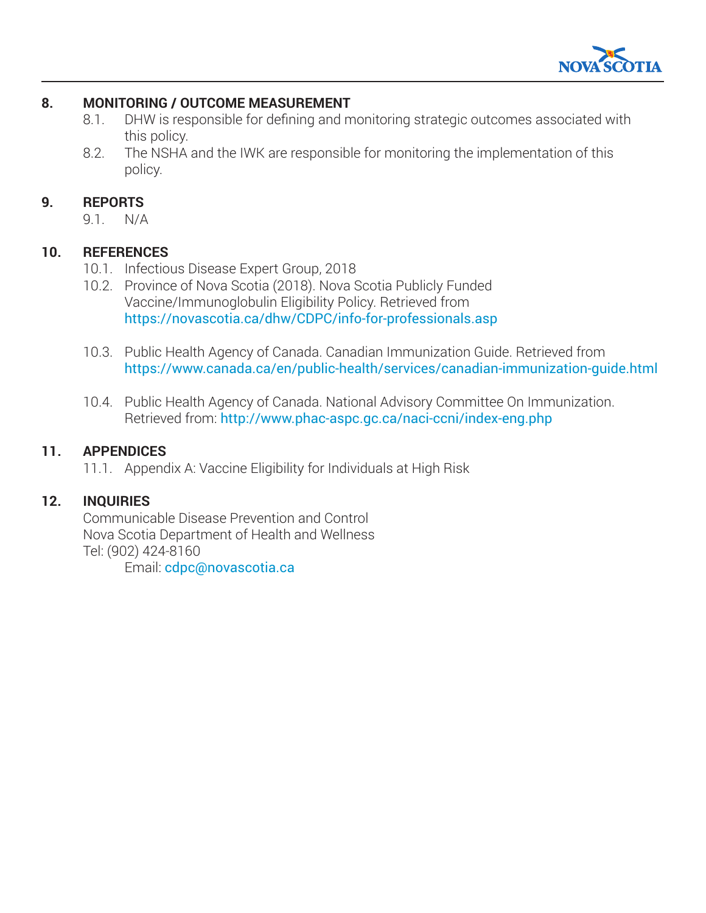## 8. MONITORING / OUTCOME MEASUREMENT

8.1. DHW is responsible for defining and monitoring strategic outcomes associated with this policy.

8.2. The NSHA and the IWK are responsible for monitoring the implementation of this policy.

## 9. REPORTS

9.1. N/A

## 10. REFERENCES

10.1. Infectious Disease Expert Group, 2018

10.2. Province of Nova Scotia (2018). Nova Scotia Publicly Funded Vaccine/Immunoglobulin Eligibility Policy. Retrieved from https://novascotia.ca/dhw/CDPC/info-for-professionals.asp

10.3. Public Health Agency of Canada. Canadian Immunization Guide. Retrieved from https://www.canada.ca/en/public-health/services/canadian-immunization-guide.html

10.4. Public Health Agency of Canada. National Advisory Committee On Immunization. Retrieved from: http://www.phac-aspc.gc.ca/naci-ccni/index-eng.php

## 11. APPENDICES

11.1. Appendix A: Vaccine Eligibility for Individuals at High Risk

## 12. INQUIRIES

Communicable Disease Prevention and Control
Nova Scotia Department of Health and Wellness
Tel: (902) 424-8160
Email: cdpc@novascotia.ca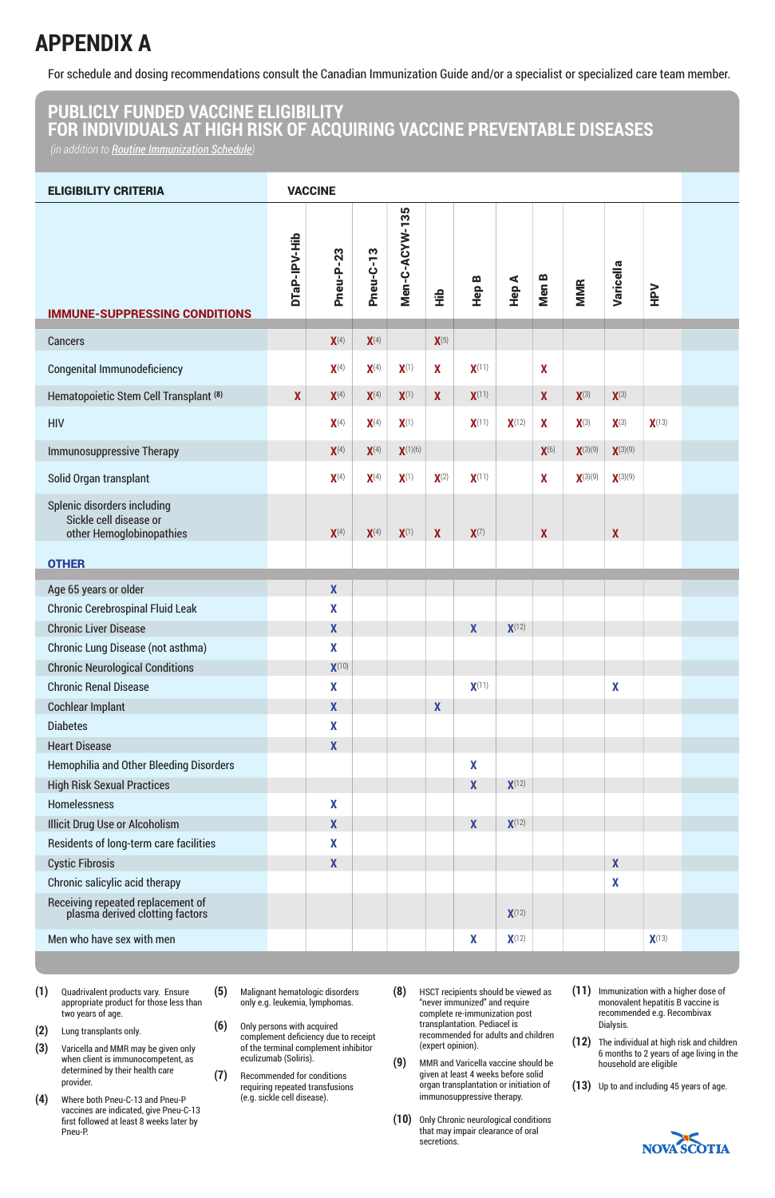# APPENDIX A

For schedule and dosing recommendations consult the Canadian Immunization Guide and/or a specialist or specialized care team member.

## PUBLICLY FUNDED VACCINE ELIGIBILITY FOR INDIVIDUALS AT HIGH RISK OF ACQUIRING VACCINE PREVENTABLE DISEASES

*(in addition to Routine Immunization Schedule)*

| ELIGIBILITY CRITERIA | VACCINE | | | | | | | | | | |
|---|---|---|---|---|---|---|---|---|---|---|---|
| **IMMUNE-SUPPRESSING CONDITIONS** | DTaP-IPV-Hib | Pneu-P-23 | Pneu-C-13 | Men-C-ACYW-135 | Hib | Hep B | Hep A | Men B | MMR | Varicella | HPV |
| Cancers | | X(4) | X(4) | | X(5) | | | | | | |
| Congenital Immunodeficiency | | X(4) | X(4) | X(1) | X | X(11) | | X | | | |
| Hematopoietic Stem Cell Transplant (8) | X | X(4) | X(4) | X(1) | X | X(11) | | X | X(3) | X(3) | |
| HIV | | X(4) | X(4) | X(1) | | X(11) | X(12) | X | X(3) | X(3) | X(13) |
| Immunosuppressive Therapy | | X(4) | X(4) | X(1)(6) | | | | X(6) | X(3)(9) | X(3)(9) | |
| Solid Organ transplant | | X(4) | X(4) | X(1) | X(2) | X(11) | | X | X(3)(9) | X(3)(9) | |
| Splenic disorders including Sickle cell disease or other Hemoglobinopathies | | X(4) | X(4) | X(1) | X | X(7) | | X | | X | |
| **OTHER** | | | | | | | | | | | |
| Age 65 years or older | | X | | | | | | | | | |
| Chronic Cerebrospinal Fluid Leak | | X | | | | | | | | | |
| Chronic Liver Disease | | X | | | | X | X(12) | | | | |
| Chronic Lung Disease (not asthma) | | X | | | | | | | | | |
| Chronic Neurological Conditions | | X(10) | | | | | | | | | |
| Chronic Renal Disease | | X | | | | X(11) | | | | X | |
| Cochlear Implant | | X | | | X | | | | | | |
| Diabetes | | X | | | | | | | | | |
| Heart Disease | | X | | | | | | | | | |
| Hemophilia and Other Bleeding Disorders | | | | | | X | | | | | |
| High Risk Sexual Practices | | | | | | X | X(12) | | | | |
| Homelessness | | X | | | | | | | | | |
| Illicit Drug Use or Alcoholism | | X | | | | X | X(12) | | | | |
| Residents of long-term care facilities | | X | | | | | | | | | |
| Cystic Fibrosis | | X | | | | | | | | X | |
| Chronic salicylic acid therapy | | | | | | | | | | X | |
| Receiving repeated replacement of plasma derived clotting factors | | | | | | | X(12) | | | | |
| Men who have sex with men | | | | | | X | X(12) | | | | X(13) |

**(1)** Quadrivalent products vary. Ensure appropriate product for those less than two years of age.

**(2)** Lung transplants only.

**(3)** Varicella and MMR may be given only when client is immunocompetent, as determined by their health care provider.

**(4)** Where both Pneu-C-13 and Pneu-P vaccines are indicated, give Pneu-C-13 first followed at least 8 weeks later by Pneu-P.

**(5)** Malignant hematologic disorders only e.g. leukemia, lymphomas.

**(6)** Only persons with acquired complement deficiency due to receipt of the terminal complement inhibitor eculizumab (Soliris).

**(7)** Recommended for conditions requiring repeated transfusions (e.g. sickle cell disease).

**(8)** HSCT recipients should be viewed as "never immunized" and require complete re-immunization post transplantation. Pediacel is recommended for adults and children (expert opinion).

**(9)** MMR and Varicella vaccine should be given at least 4 weeks before solid organ transplantation or initiation of immunosuppressive therapy.

**(10)** Only Chronic neurological conditions that may impair clearance of oral secretions.

**(11)** Immunization with a higher dose of monovalent hepatitis B vaccine is recommended e.g. Recombivax Dialysis.

**(12)** The individual at high risk and children 6 months to 2 years of age living in the household are eligible

**(13)** Up to and including 45 years of age.

NOVA SCOTIA